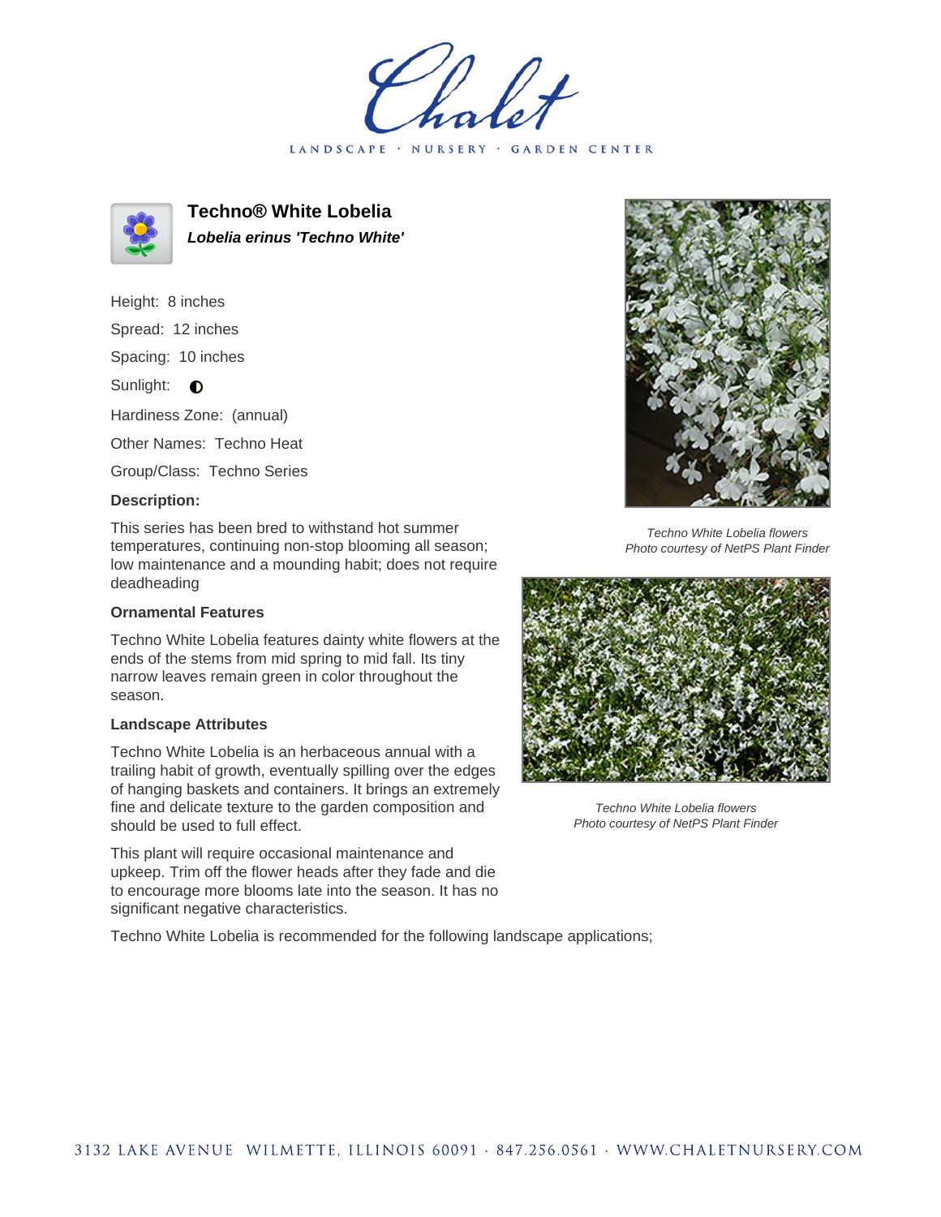# Techno® White Lobelia

***Lobelia erinus 'Techno White'***

Height: 8 inches

Spread: 12 inches

Spacing: 10 inches

Sunlight: ◐

Hardiness Zone: (annual)

Other Names: Techno Heat

Group/Class: Techno Series

**Description:**

This series has been bred to withstand hot summer temperatures, continuing non-stop blooming all season; low maintenance and a mounding habit; does not require deadheading

### Ornamental Features

Techno White Lobelia features dainty white flowers at the ends of the stems from mid spring to mid fall. Its tiny narrow leaves remain green in color throughout the season.

### Landscape Attributes

Techno White Lobelia is an herbaceous annual with a trailing habit of growth, eventually spilling over the edges of hanging baskets and containers. It brings an extremely fine and delicate texture to the garden composition and should be used to full effect.

This plant will require occasional maintenance and upkeep. Trim off the flower heads after they fade and die to encourage more blooms late into the season. It has no significant negative characteristics.

Techno White Lobelia is recommended for the following landscape applications;

*Techno White Lobelia flowers*
*Photo courtesy of NetPS Plant Finder*

*Techno White Lobelia flowers*
*Photo courtesy of NetPS Plant Finder*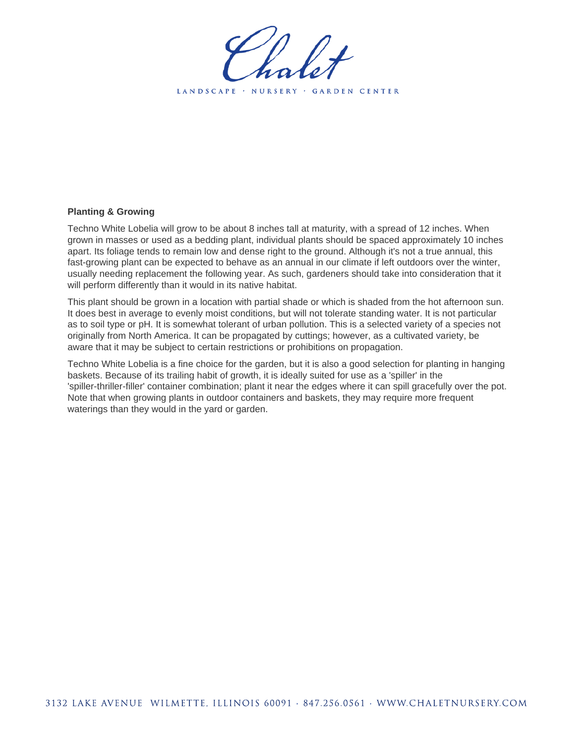### Planting & Growing

Techno White Lobelia will grow to be about 8 inches tall at maturity, with a spread of 12 inches. When grown in masses or used as a bedding plant, individual plants should be spaced approximately 10 inches apart. Its foliage tends to remain low and dense right to the ground. Although it's not a true annual, this fast-growing plant can be expected to behave as an annual in our climate if left outdoors over the winter, usually needing replacement the following year. As such, gardeners should take into consideration that it will perform differently than it would in its native habitat.

This plant should be grown in a location with partial shade or which is shaded from the hot afternoon sun. It does best in average to evenly moist conditions, but will not tolerate standing water. It is not particular as to soil type or pH. It is somewhat tolerant of urban pollution. This is a selected variety of a species not originally from North America. It can be propagated by cuttings; however, as a cultivated variety, be aware that it may be subject to certain restrictions or prohibitions on propagation.

Techno White Lobelia is a fine choice for the garden, but it is also a good selection for planting in hanging baskets. Because of its trailing habit of growth, it is ideally suited for use as a 'spiller' in the 'spiller-thriller-filler' container combination; plant it near the edges where it can spill gracefully over the pot. Note that when growing plants in outdoor containers and baskets, they may require more frequent waterings than they would in the yard or garden.